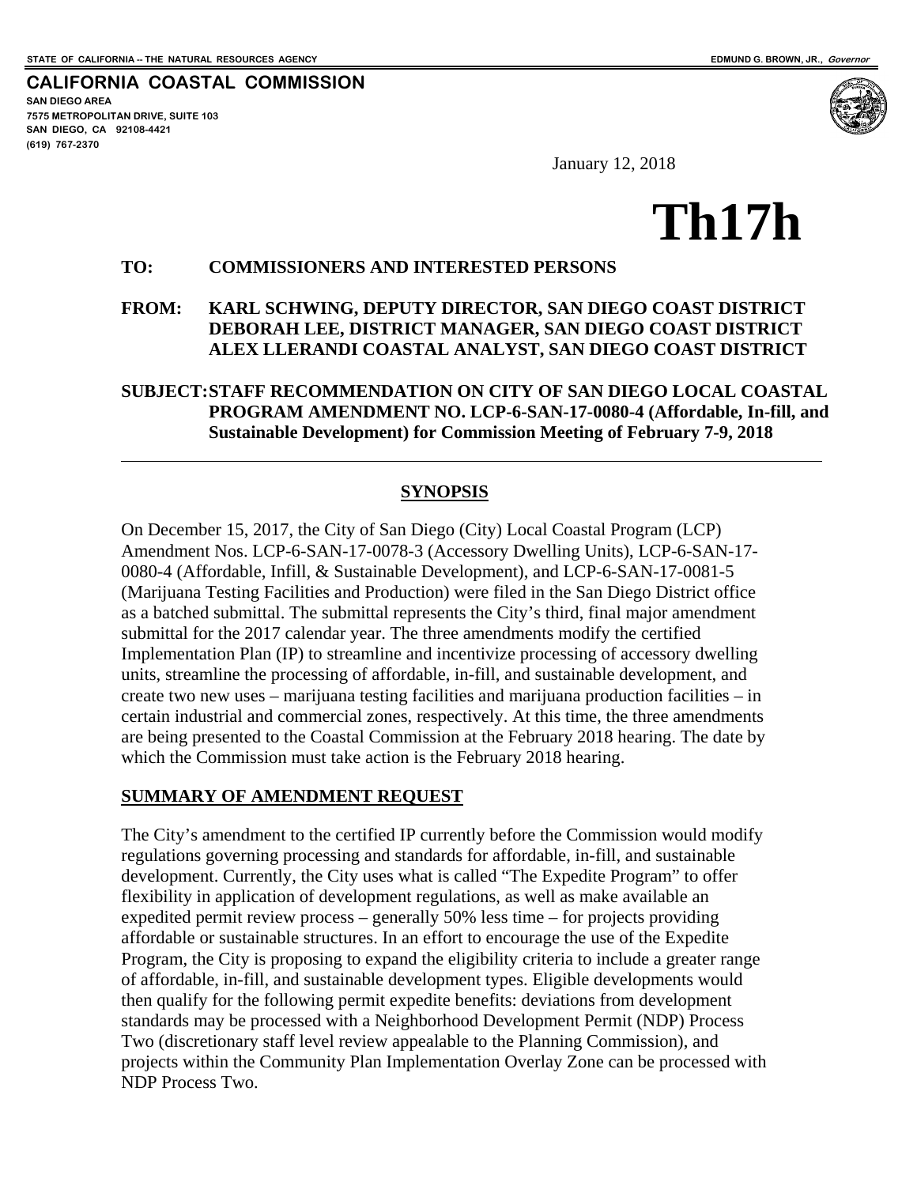STATE OF CALIFORNIA -- THE NATURAL RESOURCES AGENCY EDMUND G. BROWN, JR., *Governor*

**CALIFORNIA COASTAL COMMISSION**
SAN DIEGO AREA
7575 METROPOLITAN DRIVE, SUITE 103
SAN DIEGO, CA 92108-4421
(619) 767-2370

January 12, 2018

# Th17h

**TO:** **COMMISSIONERS AND INTERESTED PERSONS**

**FROM:** **KARL SCHWING, DEPUTY DIRECTOR, SAN DIEGO COAST DISTRICT**
**DEBORAH LEE, DISTRICT MANAGER, SAN DIEGO COAST DISTRICT**
**ALEX LLERANDI COASTAL ANALYST, SAN DIEGO COAST DISTRICT**

**SUBJECT:** **STAFF RECOMMENDATION ON CITY OF SAN DIEGO LOCAL COASTAL PROGRAM AMENDMENT NO. LCP-6-SAN-17-0080-4 (Affordable, In-fill, and Sustainable Development) for Commission Meeting of February 7-9, 2018**

---

## SYNOPSIS

On December 15, 2017, the City of San Diego (City) Local Coastal Program (LCP) Amendment Nos. LCP-6-SAN-17-0078-3 (Accessory Dwelling Units), LCP-6-SAN-17-0080-4 (Affordable, Infill, & Sustainable Development), and LCP-6-SAN-17-0081-5 (Marijuana Testing Facilities and Production) were filed in the San Diego District office as a batched submittal. The submittal represents the City's third, final major amendment submittal for the 2017 calendar year. The three amendments modify the certified Implementation Plan (IP) to streamline and incentivize processing of accessory dwelling units, streamline the processing of affordable, in-fill, and sustainable development, and create two new uses – marijuana testing facilities and marijuana production facilities – in certain industrial and commercial zones, respectively. At this time, the three amendments are being presented to the Coastal Commission at the February 2018 hearing. The date by which the Commission must take action is the February 2018 hearing.

## SUMMARY OF AMENDMENT REQUEST

The City's amendment to the certified IP currently before the Commission would modify regulations governing processing and standards for affordable, in-fill, and sustainable development. Currently, the City uses what is called "The Expedite Program" to offer flexibility in application of development regulations, as well as make available an expedited permit review process – generally 50% less time – for projects providing affordable or sustainable structures. In an effort to encourage the use of the Expedite Program, the City is proposing to expand the eligibility criteria to include a greater range of affordable, in-fill, and sustainable development types. Eligible developments would then qualify for the following permit expedite benefits: deviations from development standards may be processed with a Neighborhood Development Permit (NDP) Process Two (discretionary staff level review appealable to the Planning Commission), and projects within the Community Plan Implementation Overlay Zone can be processed with NDP Process Two.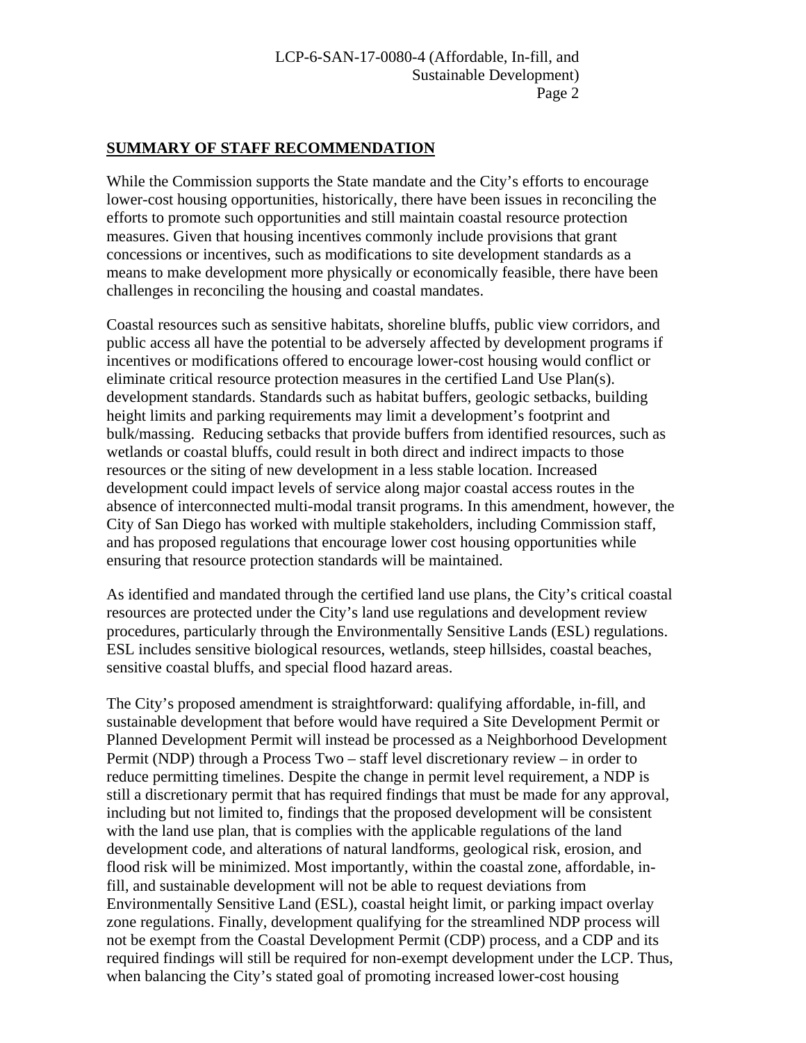## SUMMARY OF STAFF RECOMMENDATION

While the Commission supports the State mandate and the City's efforts to encourage lower-cost housing opportunities, historically, there have been issues in reconciling the efforts to promote such opportunities and still maintain coastal resource protection measures. Given that housing incentives commonly include provisions that grant concessions or incentives, such as modifications to site development standards as a means to make development more physically or economically feasible, there have been challenges in reconciling the housing and coastal mandates.

Coastal resources such as sensitive habitats, shoreline bluffs, public view corridors, and public access all have the potential to be adversely affected by development programs if incentives or modifications offered to encourage lower-cost housing would conflict or eliminate critical resource protection measures in the certified Land Use Plan(s). development standards. Standards such as habitat buffers, geologic setbacks, building height limits and parking requirements may limit a development's footprint and bulk/massing. Reducing setbacks that provide buffers from identified resources, such as wetlands or coastal bluffs, could result in both direct and indirect impacts to those resources or the siting of new development in a less stable location. Increased development could impact levels of service along major coastal access routes in the absence of interconnected multi-modal transit programs. In this amendment, however, the City of San Diego has worked with multiple stakeholders, including Commission staff, and has proposed regulations that encourage lower cost housing opportunities while ensuring that resource protection standards will be maintained.

As identified and mandated through the certified land use plans, the City's critical coastal resources are protected under the City's land use regulations and development review procedures, particularly through the Environmentally Sensitive Lands (ESL) regulations. ESL includes sensitive biological resources, wetlands, steep hillsides, coastal beaches, sensitive coastal bluffs, and special flood hazard areas.

The City's proposed amendment is straightforward: qualifying affordable, in-fill, and sustainable development that before would have required a Site Development Permit or Planned Development Permit will instead be processed as a Neighborhood Development Permit (NDP) through a Process Two – staff level discretionary review – in order to reduce permitting timelines. Despite the change in permit level requirement, a NDP is still a discretionary permit that has required findings that must be made for any approval, including but not limited to, findings that the proposed development will be consistent with the land use plan, that is complies with the applicable regulations of the land development code, and alterations of natural landforms, geological risk, erosion, and flood risk will be minimized. Most importantly, within the coastal zone, affordable, in-fill, and sustainable development will not be able to request deviations from Environmentally Sensitive Land (ESL), coastal height limit, or parking impact overlay zone regulations. Finally, development qualifying for the streamlined NDP process will not be exempt from the Coastal Development Permit (CDP) process, and a CDP and its required findings will still be required for non-exempt development under the LCP. Thus, when balancing the City's stated goal of promoting increased lower-cost housing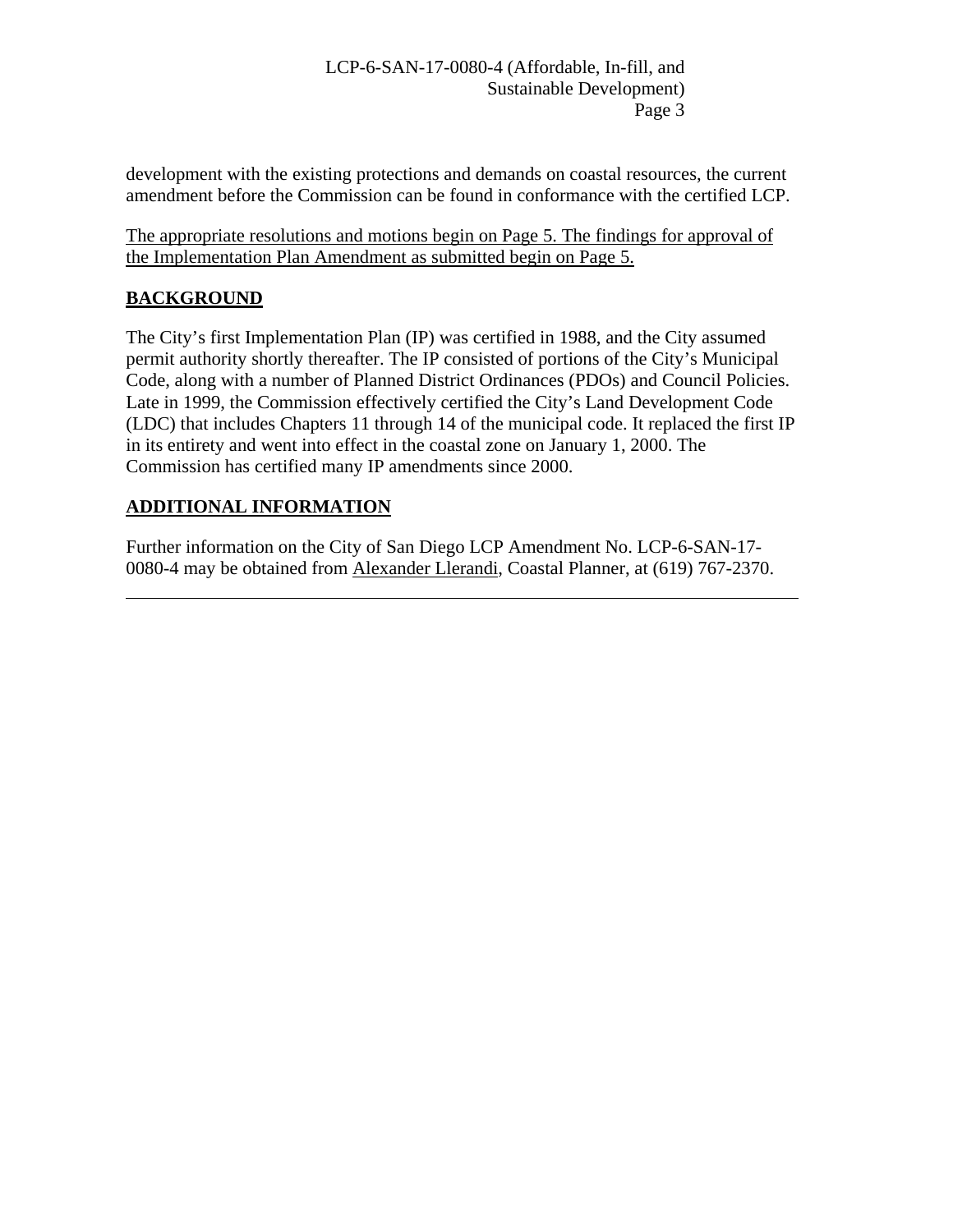development with the existing protections and demands on coastal resources, the current amendment before the Commission can be found in conformance with the certified LCP.

The appropriate resolutions and motions begin on Page 5. The findings for approval of the Implementation Plan Amendment as submitted begin on Page 5.

## BACKGROUND

The City's first Implementation Plan (IP) was certified in 1988, and the City assumed permit authority shortly thereafter. The IP consisted of portions of the City's Municipal Code, along with a number of Planned District Ordinances (PDOs) and Council Policies. Late in 1999, the Commission effectively certified the City's Land Development Code (LDC) that includes Chapters 11 through 14 of the municipal code. It replaced the first IP in its entirety and went into effect in the coastal zone on January 1, 2000. The Commission has certified many IP amendments since 2000.

## ADDITIONAL INFORMATION

Further information on the City of San Diego LCP Amendment No. LCP-6-SAN-17-0080-4 may be obtained from Alexander Llerandi, Coastal Planner, at (619) 767-2370.

---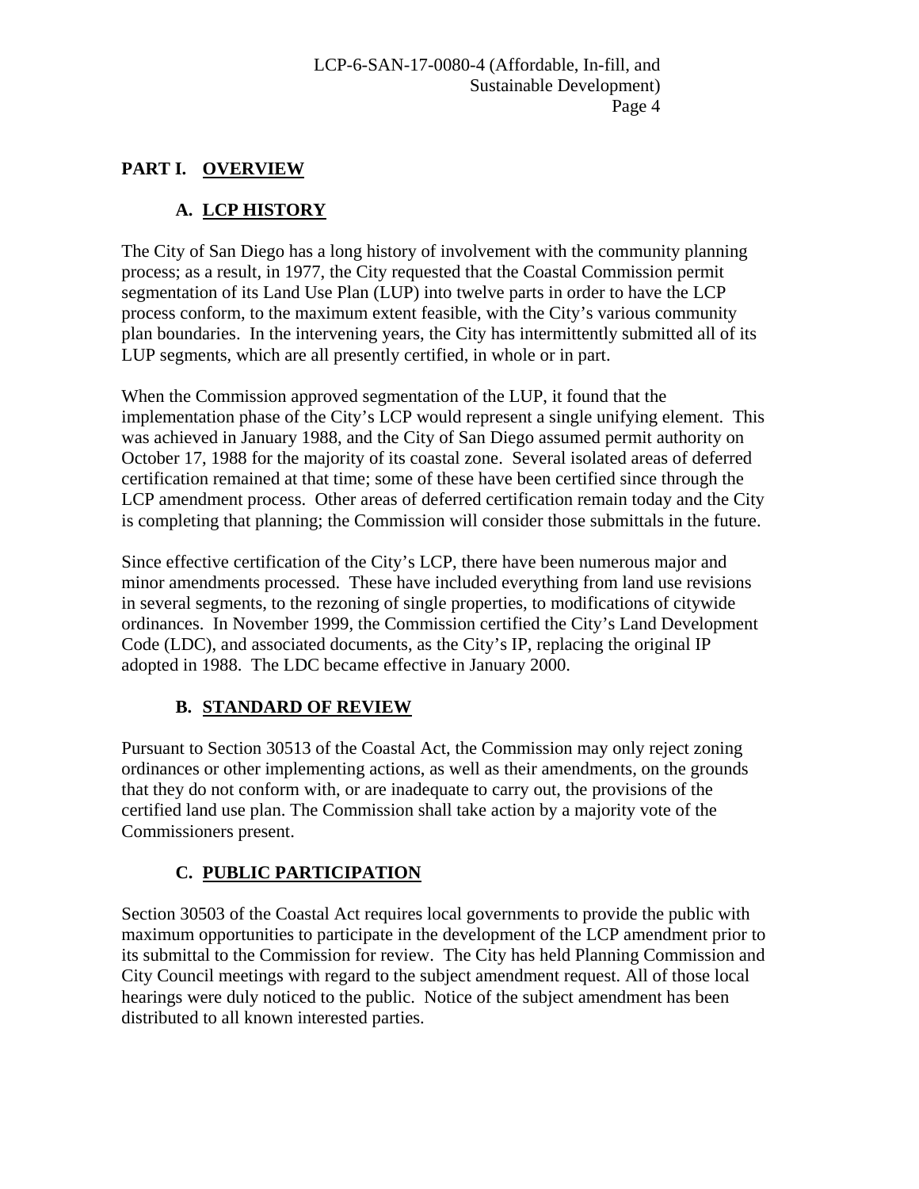## PART I. OVERVIEW

### A. LCP HISTORY

The City of San Diego has a long history of involvement with the community planning process; as a result, in 1977, the City requested that the Coastal Commission permit segmentation of its Land Use Plan (LUP) into twelve parts in order to have the LCP process conform, to the maximum extent feasible, with the City's various community plan boundaries. In the intervening years, the City has intermittently submitted all of its LUP segments, which are all presently certified, in whole or in part.

When the Commission approved segmentation of the LUP, it found that the implementation phase of the City's LCP would represent a single unifying element. This was achieved in January 1988, and the City of San Diego assumed permit authority on October 17, 1988 for the majority of its coastal zone. Several isolated areas of deferred certification remained at that time; some of these have been certified since through the LCP amendment process. Other areas of deferred certification remain today and the City is completing that planning; the Commission will consider those submittals in the future.

Since effective certification of the City's LCP, there have been numerous major and minor amendments processed. These have included everything from land use revisions in several segments, to the rezoning of single properties, to modifications of citywide ordinances. In November 1999, the Commission certified the City's Land Development Code (LDC), and associated documents, as the City's IP, replacing the original IP adopted in 1988. The LDC became effective in January 2000.

### B. STANDARD OF REVIEW

Pursuant to Section 30513 of the Coastal Act, the Commission may only reject zoning ordinances or other implementing actions, as well as their amendments, on the grounds that they do not conform with, or are inadequate to carry out, the provisions of the certified land use plan. The Commission shall take action by a majority vote of the Commissioners present.

### C. PUBLIC PARTICIPATION

Section 30503 of the Coastal Act requires local governments to provide the public with maximum opportunities to participate in the development of the LCP amendment prior to its submittal to the Commission for review. The City has held Planning Commission and City Council meetings with regard to the subject amendment request. All of those local hearings were duly noticed to the public. Notice of the subject amendment has been distributed to all known interested parties.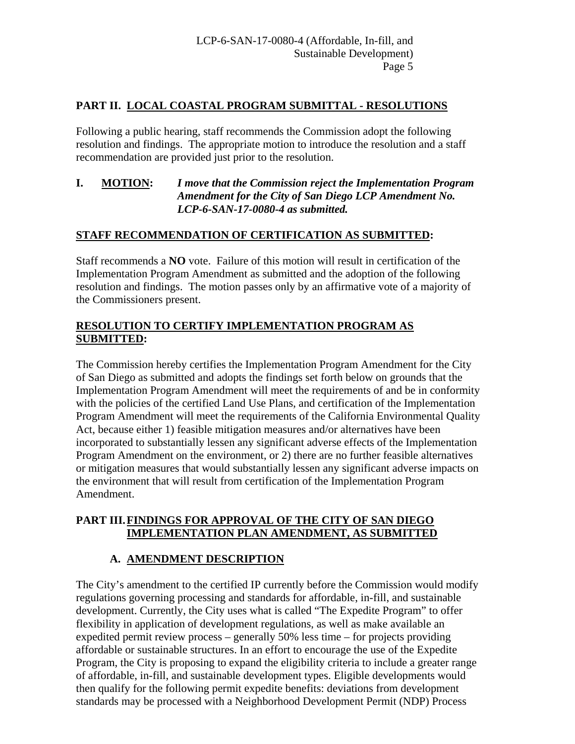## PART II. LOCAL COASTAL PROGRAM SUBMITTAL - RESOLUTIONS

Following a public hearing, staff recommends the Commission adopt the following resolution and findings. The appropriate motion to introduce the resolution and a staff recommendation are provided just prior to the resolution.

**I. MOTION:** ***I move that the Commission reject the Implementation Program Amendment for the City of San Diego LCP Amendment No. LCP-6-SAN-17-0080-4 as submitted.***

**STAFF RECOMMENDATION OF CERTIFICATION AS SUBMITTED:**

Staff recommends a **NO** vote. Failure of this motion will result in certification of the Implementation Program Amendment as submitted and the adoption of the following resolution and findings. The motion passes only by an affirmative vote of a majority of the Commissioners present.

**RESOLUTION TO CERTIFY IMPLEMENTATION PROGRAM AS SUBMITTED:**

The Commission hereby certifies the Implementation Program Amendment for the City of San Diego as submitted and adopts the findings set forth below on grounds that the Implementation Program Amendment will meet the requirements of and be in conformity with the policies of the certified Land Use Plans, and certification of the Implementation Program Amendment will meet the requirements of the California Environmental Quality Act, because either 1) feasible mitigation measures and/or alternatives have been incorporated to substantially lessen any significant adverse effects of the Implementation Program Amendment on the environment, or 2) there are no further feasible alternatives or mitigation measures that would substantially lessen any significant adverse impacts on the environment that will result from certification of the Implementation Program Amendment.

## PART III. FINDINGS FOR APPROVAL OF THE CITY OF SAN DIEGO IMPLEMENTATION PLAN AMENDMENT, AS SUBMITTED

### A. AMENDMENT DESCRIPTION

The City's amendment to the certified IP currently before the Commission would modify regulations governing processing and standards for affordable, in-fill, and sustainable development. Currently, the City uses what is called "The Expedite Program" to offer flexibility in application of development regulations, as well as make available an expedited permit review process – generally 50% less time – for projects providing affordable or sustainable structures. In an effort to encourage the use of the Expedite Program, the City is proposing to expand the eligibility criteria to include a greater range of affordable, in-fill, and sustainable development types. Eligible developments would then qualify for the following permit expedite benefits: deviations from development standards may be processed with a Neighborhood Development Permit (NDP) Process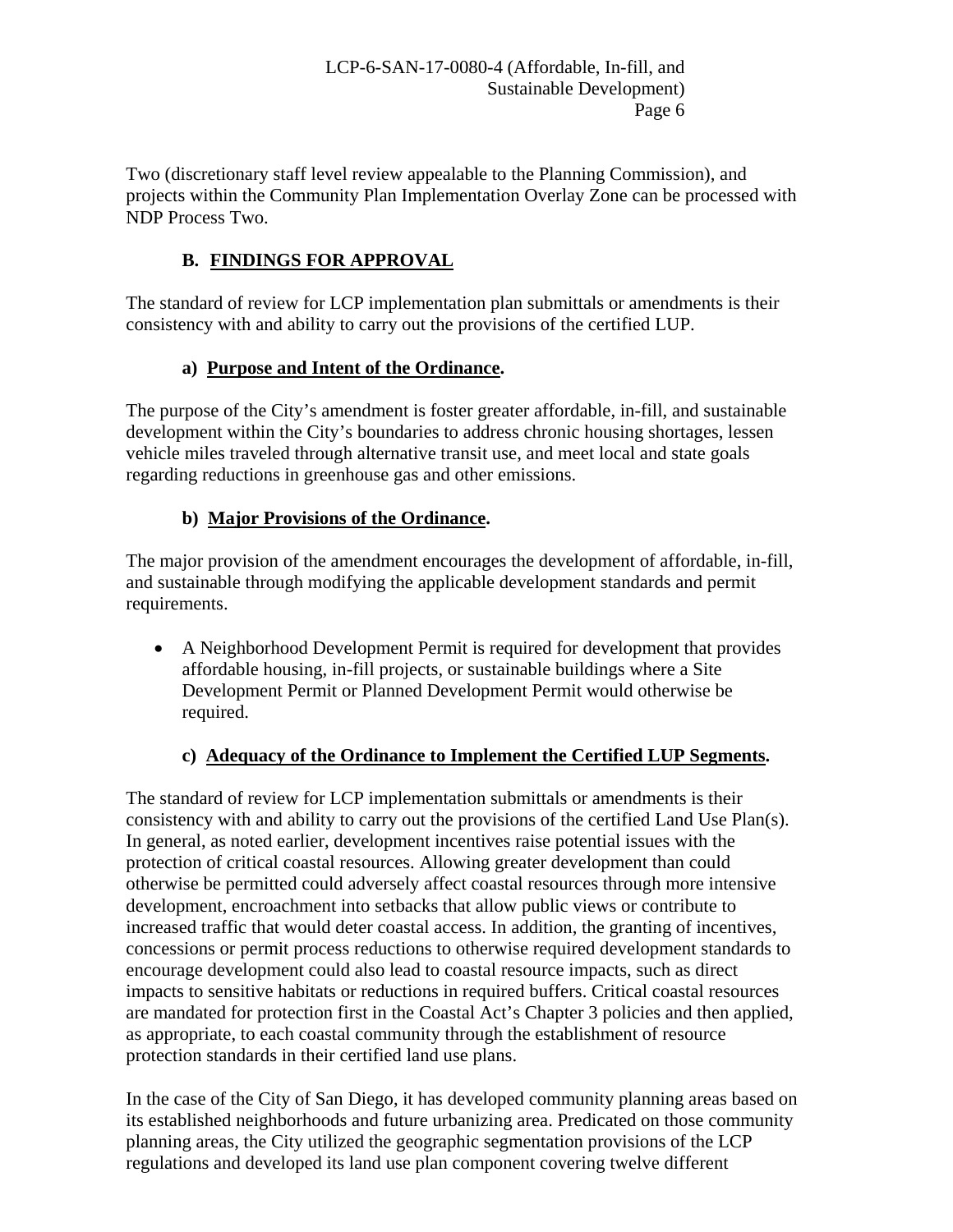Two (discretionary staff level review appealable to the Planning Commission), and projects within the Community Plan Implementation Overlay Zone can be processed with NDP Process Two.

## B. FINDINGS FOR APPROVAL

The standard of review for LCP implementation plan submittals or amendments is their consistency with and ability to carry out the provisions of the certified LUP.

### a) Purpose and Intent of the Ordinance.

The purpose of the City's amendment is foster greater affordable, in-fill, and sustainable development within the City's boundaries to address chronic housing shortages, lessen vehicle miles traveled through alternative transit use, and meet local and state goals regarding reductions in greenhouse gas and other emissions.

### b) Major Provisions of the Ordinance.

The major provision of the amendment encourages the development of affordable, in-fill, and sustainable through modifying the applicable development standards and permit requirements.

- A Neighborhood Development Permit is required for development that provides affordable housing, in-fill projects, or sustainable buildings where a Site Development Permit or Planned Development Permit would otherwise be required.

### c) Adequacy of the Ordinance to Implement the Certified LUP Segments.

The standard of review for LCP implementation submittals or amendments is their consistency with and ability to carry out the provisions of the certified Land Use Plan(s). In general, as noted earlier, development incentives raise potential issues with the protection of critical coastal resources. Allowing greater development than could otherwise be permitted could adversely affect coastal resources through more intensive development, encroachment into setbacks that allow public views or contribute to increased traffic that would deter coastal access. In addition, the granting of incentives, concessions or permit process reductions to otherwise required development standards to encourage development could also lead to coastal resource impacts, such as direct impacts to sensitive habitats or reductions in required buffers. Critical coastal resources are mandated for protection first in the Coastal Act's Chapter 3 policies and then applied, as appropriate, to each coastal community through the establishment of resource protection standards in their certified land use plans.

In the case of the City of San Diego, it has developed community planning areas based on its established neighborhoods and future urbanizing area. Predicated on those community planning areas, the City utilized the geographic segmentation provisions of the LCP regulations and developed its land use plan component covering twelve different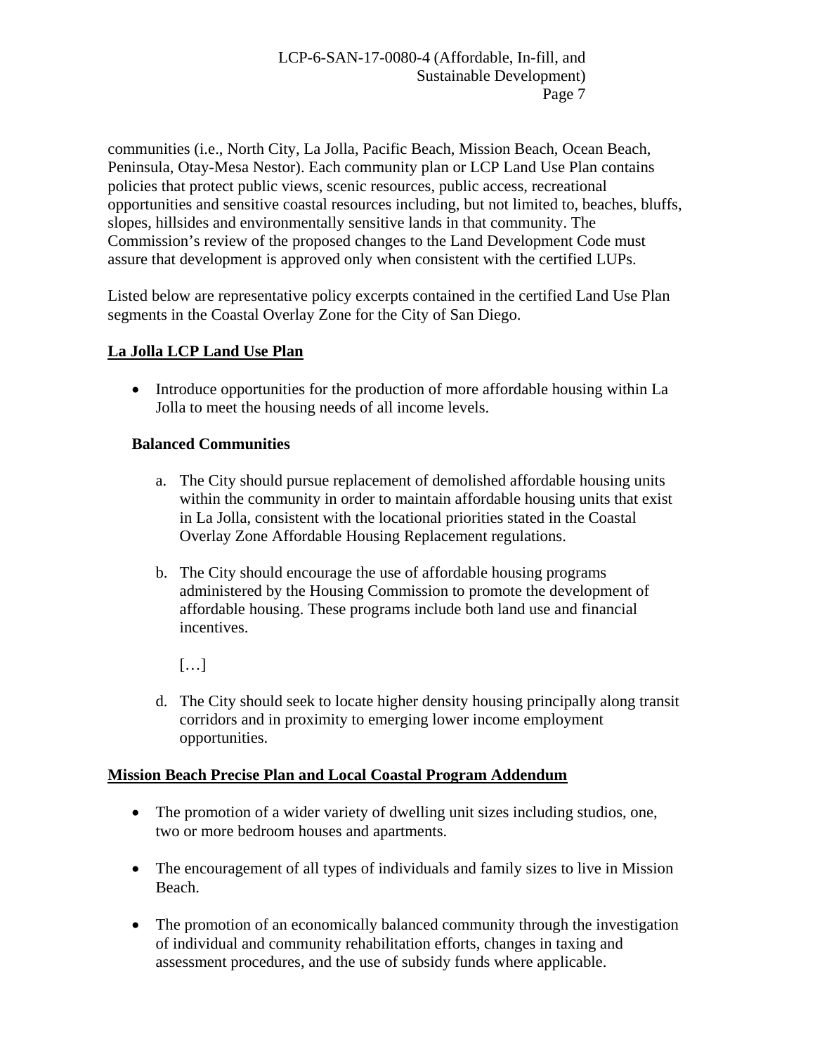communities (i.e., North City, La Jolla, Pacific Beach, Mission Beach, Ocean Beach, Peninsula, Otay-Mesa Nestor). Each community plan or LCP Land Use Plan contains policies that protect public views, scenic resources, public access, recreational opportunities and sensitive coastal resources including, but not limited to, beaches, bluffs, slopes, hillsides and environmentally sensitive lands in that community. The Commission's review of the proposed changes to the Land Development Code must assure that development is approved only when consistent with the certified LUPs.

Listed below are representative policy excerpts contained in the certified Land Use Plan segments in the Coastal Overlay Zone for the City of San Diego.

**La Jolla LCP Land Use Plan**

- Introduce opportunities for the production of more affordable housing within La Jolla to meet the housing needs of all income levels.

**Balanced Communities**

a. The City should pursue replacement of demolished affordable housing units within the community in order to maintain affordable housing units that exist in La Jolla, consistent with the locational priorities stated in the Coastal Overlay Zone Affordable Housing Replacement regulations.

b. The City should encourage the use of affordable housing programs administered by the Housing Commission to promote the development of affordable housing. These programs include both land use and financial incentives.

[…]

d. The City should seek to locate higher density housing principally along transit corridors and in proximity to emerging lower income employment opportunities.

**Mission Beach Precise Plan and Local Coastal Program Addendum**

- The promotion of a wider variety of dwelling unit sizes including studios, one, two or more bedroom houses and apartments.
- The encouragement of all types of individuals and family sizes to live in Mission Beach.
- The promotion of an economically balanced community through the investigation of individual and community rehabilitation efforts, changes in taxing and assessment procedures, and the use of subsidy funds where applicable.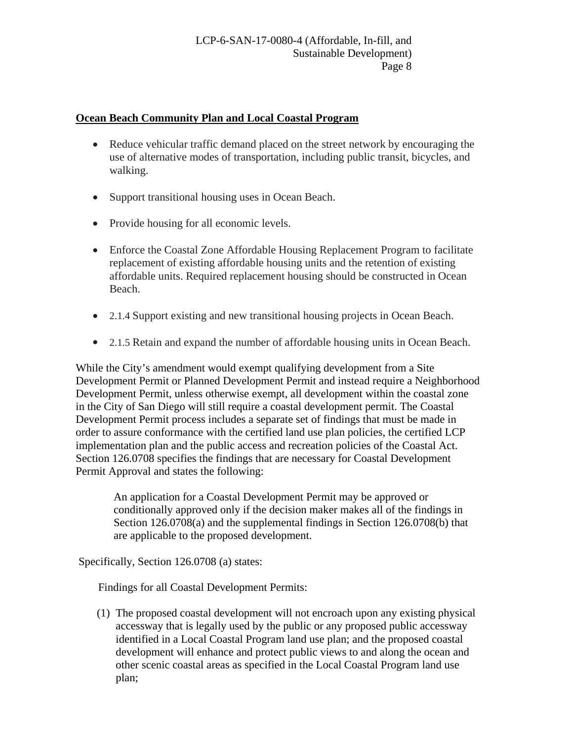**Ocean Beach Community Plan and Local Coastal Program**

- Reduce vehicular traffic demand placed on the street network by encouraging the use of alternative modes of transportation, including public transit, bicycles, and walking.
- Support transitional housing uses in Ocean Beach.
- Provide housing for all economic levels.
- Enforce the Coastal Zone Affordable Housing Replacement Program to facilitate replacement of existing affordable housing units and the retention of existing affordable units. Required replacement housing should be constructed in Ocean Beach.
- 2.1.4 Support existing and new transitional housing projects in Ocean Beach.
- 2.1.5 Retain and expand the number of affordable housing units in Ocean Beach.

While the City's amendment would exempt qualifying development from a Site Development Permit or Planned Development Permit and instead require a Neighborhood Development Permit, unless otherwise exempt, all development within the coastal zone in the City of San Diego will still require a coastal development permit. The Coastal Development Permit process includes a separate set of findings that must be made in order to assure conformance with the certified land use plan policies, the certified LCP implementation plan and the public access and recreation policies of the Coastal Act. Section 126.0708 specifies the findings that are necessary for Coastal Development Permit Approval and states the following:

> An application for a Coastal Development Permit may be approved or conditionally approved only if the decision maker makes all of the findings in Section 126.0708(a) and the supplemental findings in Section 126.0708(b) that are applicable to the proposed development.

Specifically, Section 126.0708 (a) states:

Findings for all Coastal Development Permits:

(1) The proposed coastal development will not encroach upon any existing physical accessway that is legally used by the public or any proposed public accessway identified in a Local Coastal Program land use plan; and the proposed coastal development will enhance and protect public views to and along the ocean and other scenic coastal areas as specified in the Local Coastal Program land use plan;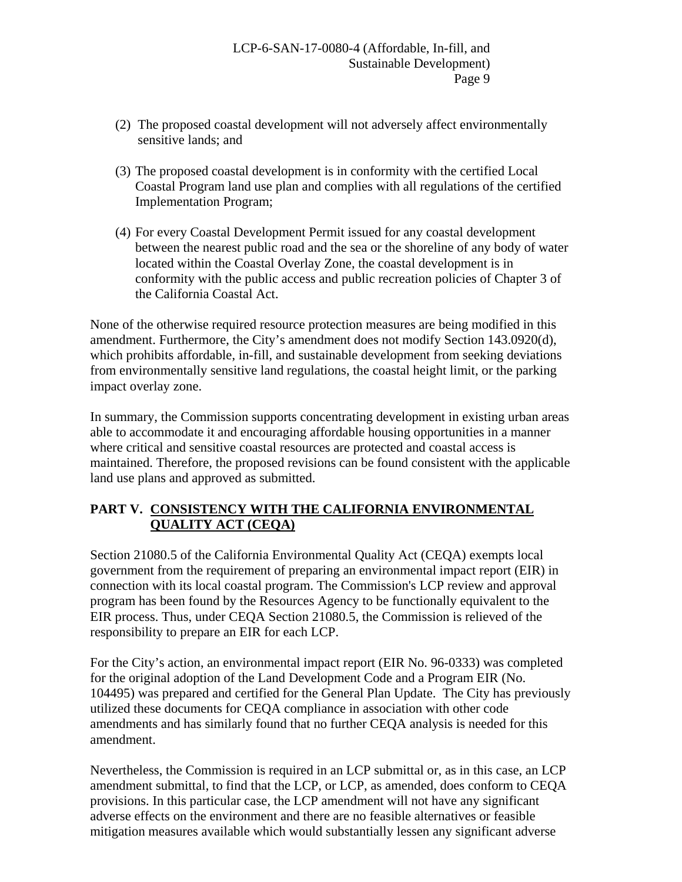(2) The proposed coastal development will not adversely affect environmentally sensitive lands; and

(3) The proposed coastal development is in conformity with the certified Local Coastal Program land use plan and complies with all regulations of the certified Implementation Program;

(4) For every Coastal Development Permit issued for any coastal development between the nearest public road and the sea or the shoreline of any body of water located within the Coastal Overlay Zone, the coastal development is in conformity with the public access and public recreation policies of Chapter 3 of the California Coastal Act.

None of the otherwise required resource protection measures are being modified in this amendment. Furthermore, the City's amendment does not modify Section 143.0920(d), which prohibits affordable, in-fill, and sustainable development from seeking deviations from environmentally sensitive land regulations, the coastal height limit, or the parking impact overlay zone.

In summary, the Commission supports concentrating development in existing urban areas able to accommodate it and encouraging affordable housing opportunities in a manner where critical and sensitive coastal resources are protected and coastal access is maintained. Therefore, the proposed revisions can be found consistent with the applicable land use plans and approved as submitted.

## PART V. CONSISTENCY WITH THE CALIFORNIA ENVIRONMENTAL QUALITY ACT (CEQA)

Section 21080.5 of the California Environmental Quality Act (CEQA) exempts local government from the requirement of preparing an environmental impact report (EIR) in connection with its local coastal program. The Commission's LCP review and approval program has been found by the Resources Agency to be functionally equivalent to the EIR process. Thus, under CEQA Section 21080.5, the Commission is relieved of the responsibility to prepare an EIR for each LCP.

For the City's action, an environmental impact report (EIR No. 96-0333) was completed for the original adoption of the Land Development Code and a Program EIR (No. 104495) was prepared and certified for the General Plan Update. The City has previously utilized these documents for CEQA compliance in association with other code amendments and has similarly found that no further CEQA analysis is needed for this amendment.

Nevertheless, the Commission is required in an LCP submittal or, as in this case, an LCP amendment submittal, to find that the LCP, or LCP, as amended, does conform to CEQA provisions. In this particular case, the LCP amendment will not have any significant adverse effects on the environment and there are no feasible alternatives or feasible mitigation measures available which would substantially lessen any significant adverse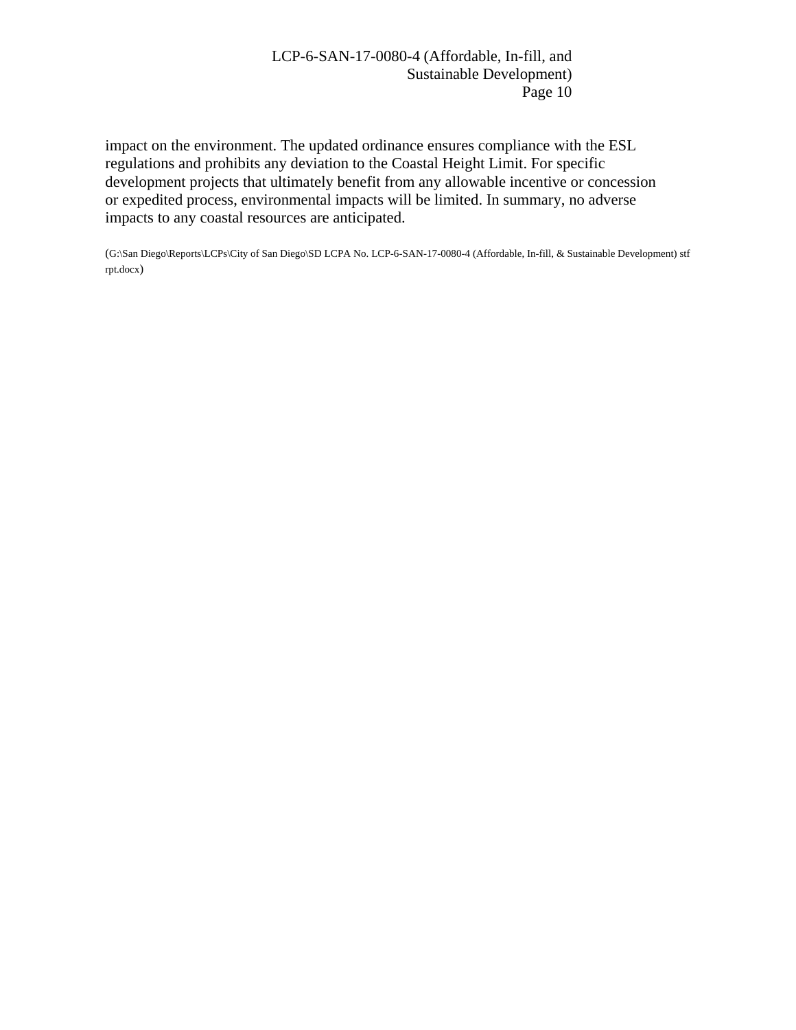impact on the environment. The updated ordinance ensures compliance with the ESL regulations and prohibits any deviation to the Coastal Height Limit. For specific development projects that ultimately benefit from any allowable incentive or concession or expedited process, environmental impacts will be limited. In summary, no adverse impacts to any coastal resources are anticipated.

(G:\San Diego\Reports\LCPs\City of San Diego\SD LCPA No. LCP-6-SAN-17-0080-4 (Affordable, In-fill, & Sustainable Development) stf rpt.docx)